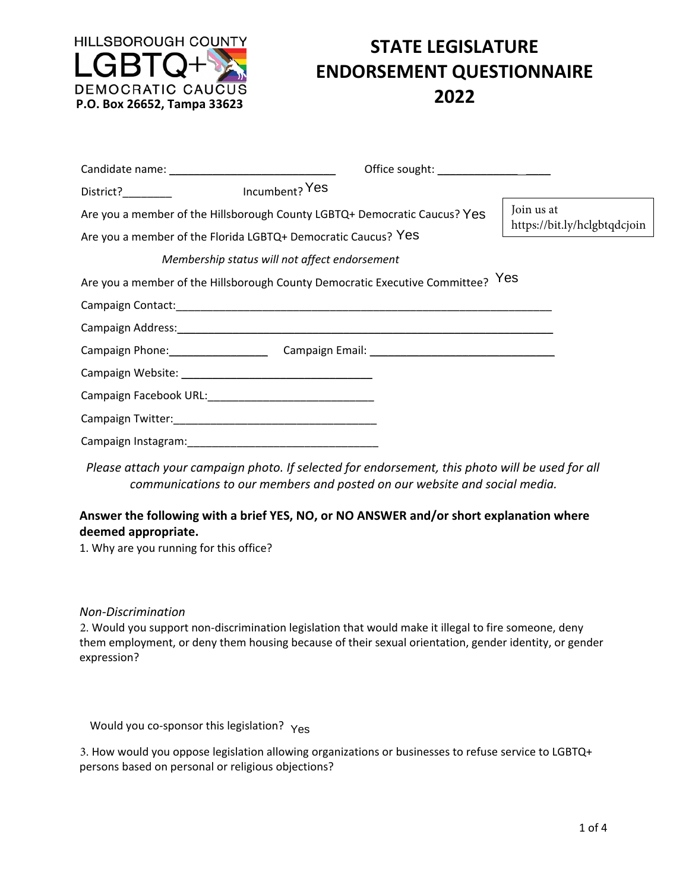HILLSBOROUGH COUNTY
LGBTQ+
DEMOCRATIC CAUCUS
**P.O. Box 26652, Tampa 33623**

# STATE LEGISLATURE ENDORSEMENT QUESTIONNAIRE 2022

Candidate name: ___________________________ Office sought: _________________

District?________ Incumbent? Yes

Are you a member of the Hillsborough County LGBTQ+ Democratic Caucus? Yes

Are you a member of the Florida LGBTQ+ Democratic Caucus? Yes

Join us at https://bit.ly/hclgbtqdcjoin

*Membership status will not affect endorsement*

Are you a member of the Hillsborough County Democratic Executive Committee? Yes

Campaign Contact:_____________________________________________________________

Campaign Address:_____________________________________________________________

Campaign Phone:________________ Campaign Email: ______________________________

Campaign Website: _______________________________

Campaign Facebook URL:___________________________

Campaign Twitter:_________________________________

Campaign Instagram:_______________________________

*Please attach your campaign photo. If selected for endorsement, this photo will be used for all communications to our members and posted on our website and social media.*

**Answer the following with a brief YES, NO, or NO ANSWER and/or short explanation where deemed appropriate.**

1. Why are you running for this office?

*Non-Discrimination*

2. Would you support non-discrimination legislation that would make it illegal to fire someone, deny them employment, or deny them housing because of their sexual orientation, gender identity, or gender expression?

Would you co-sponsor this legislation? Yes

3. How would you oppose legislation allowing organizations or businesses to refuse service to LGBTQ+ persons based on personal or religious objections?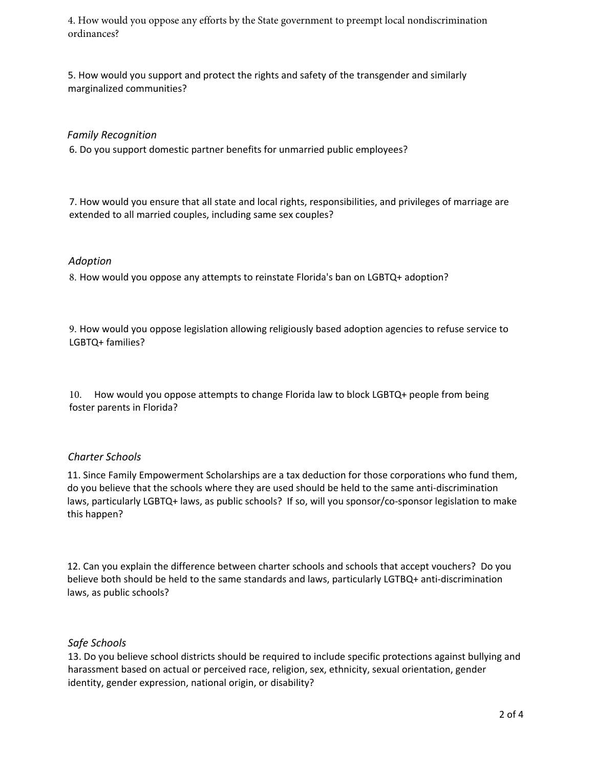4. How would you oppose any efforts by the State government to preempt local nondiscrimination ordinances?

5. How would you support and protect the rights and safety of the transgender and similarly marginalized communities?

### *Family Recognition*

6. Do you support domestic partner benefits for unmarried public employees?

7. How would you ensure that all state and local rights, responsibilities, and privileges of marriage are extended to all married couples, including same sex couples?

### *Adoption*

8. How would you oppose any attempts to reinstate Florida's ban on LGBTQ+ adoption?

9. How would you oppose legislation allowing religiously based adoption agencies to refuse service to LGBTQ+ families?

10. How would you oppose attempts to change Florida law to block LGBTQ+ people from being foster parents in Florida?

### *Charter Schools*

11. Since Family Empowerment Scholarships are a tax deduction for those corporations who fund them, do you believe that the schools where they are used should be held to the same anti-discrimination laws, particularly LGBTQ+ laws, as public schools? If so, will you sponsor/co-sponsor legislation to make this happen?

12. Can you explain the difference between charter schools and schools that accept vouchers? Do you believe both should be held to the same standards and laws, particularly LGTBQ+ anti-discrimination laws, as public schools?

### *Safe Schools*

13. Do you believe school districts should be required to include specific protections against bullying and harassment based on actual or perceived race, religion, sex, ethnicity, sexual orientation, gender identity, gender expression, national origin, or disability?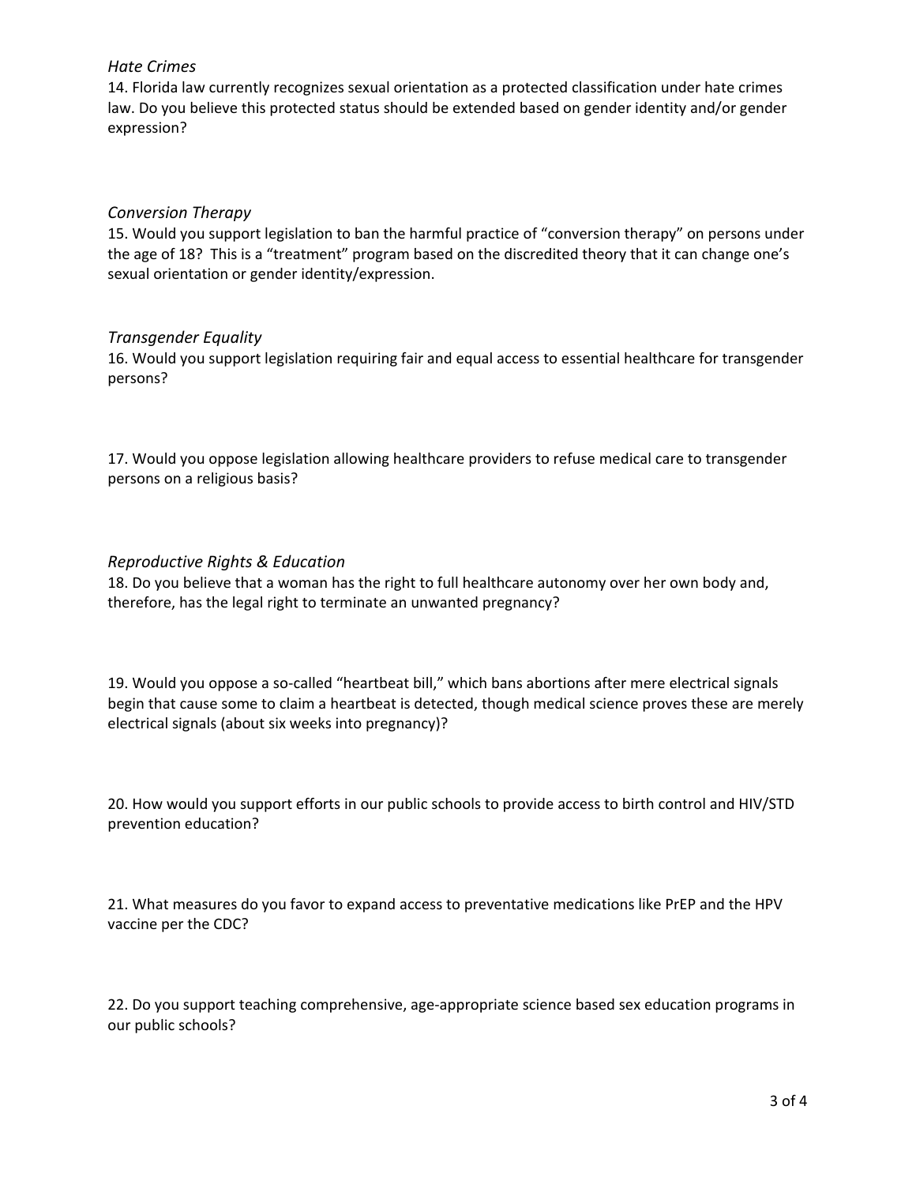*Hate Crimes*

14. Florida law currently recognizes sexual orientation as a protected classification under hate crimes law. Do you believe this protected status should be extended based on gender identity and/or gender expression?

*Conversion Therapy*

15. Would you support legislation to ban the harmful practice of "conversion therapy" on persons under the age of 18? This is a "treatment" program based on the discredited theory that it can change one's sexual orientation or gender identity/expression.

*Transgender Equality*

16. Would you support legislation requiring fair and equal access to essential healthcare for transgender persons?

17. Would you oppose legislation allowing healthcare providers to refuse medical care to transgender persons on a religious basis?

*Reproductive Rights & Education*

18. Do you believe that a woman has the right to full healthcare autonomy over her own body and, therefore, has the legal right to terminate an unwanted pregnancy?

19. Would you oppose a so-called "heartbeat bill," which bans abortions after mere electrical signals begin that cause some to claim a heartbeat is detected, though medical science proves these are merely electrical signals (about six weeks into pregnancy)?

20. How would you support efforts in our public schools to provide access to birth control and HIV/STD prevention education?

21. What measures do you favor to expand access to preventative medications like PrEP and the HPV vaccine per the CDC?

22. Do you support teaching comprehensive, age-appropriate science based sex education programs in our public schools?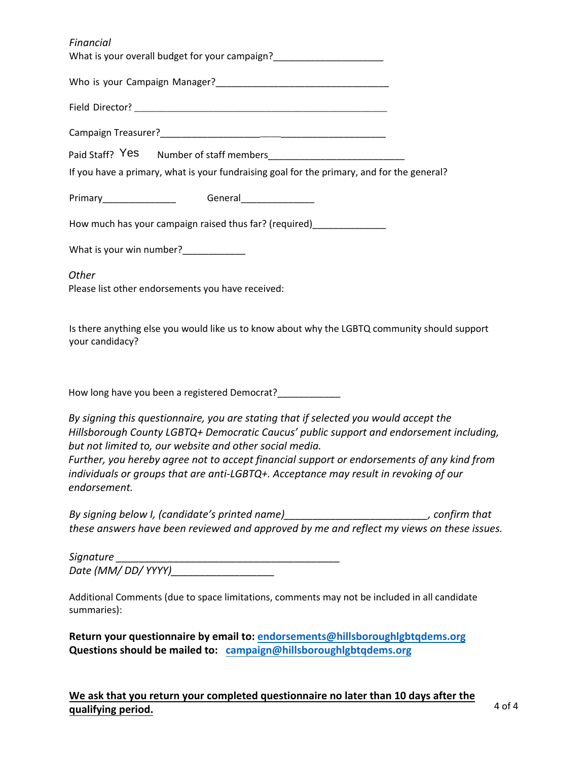*Financial*

What is your overall budget for your campaign?_____________________

Who is your Campaign Manager?________________________________

Field Director? ______________________________________________

Campaign Treasurer?_________________________________________

Paid Staff? Yes Number of staff members_________________________

If you have a primary, what is your fundraising goal for the primary, and for the general?

Primary______________ General______________

How much has your campaign raised thus far? (required)______________

What is your win number?____________

*Other*

Please list other endorsements you have received:

Is there anything else you would like us to know about why the LGBTQ community should support your candidacy?

How long have you been a registered Democrat?____________

*By signing this questionnaire, you are stating that if selected you would accept the Hillsborough County LGBTQ+ Democratic Caucus' public support and endorsement including, but not limited to, our website and other social media.*
*Further, you hereby agree not to accept financial support or endorsements of any kind from individuals or groups that are anti-LGBTQ+. Acceptance may result in revoking of our endorsement.*

*By signing below I, (candidate's printed name)_________________________, confirm that these answers have been reviewed and approved by me and reflect my views on these issues.*

*Signature* _________________________________________
*Date (MM/ DD/ YYYY)*__________________

Additional Comments (due to space limitations, comments may not be included in all candidate summaries):

**Return your questionnaire by email to: endorsements@hillsboroughlgbtqdems.org**
**Questions should be mailed to: campaign@hillsboroughlgbtqdems.org**

**We ask that you return your completed questionnaire no later than 10 days after the qualifying period.**